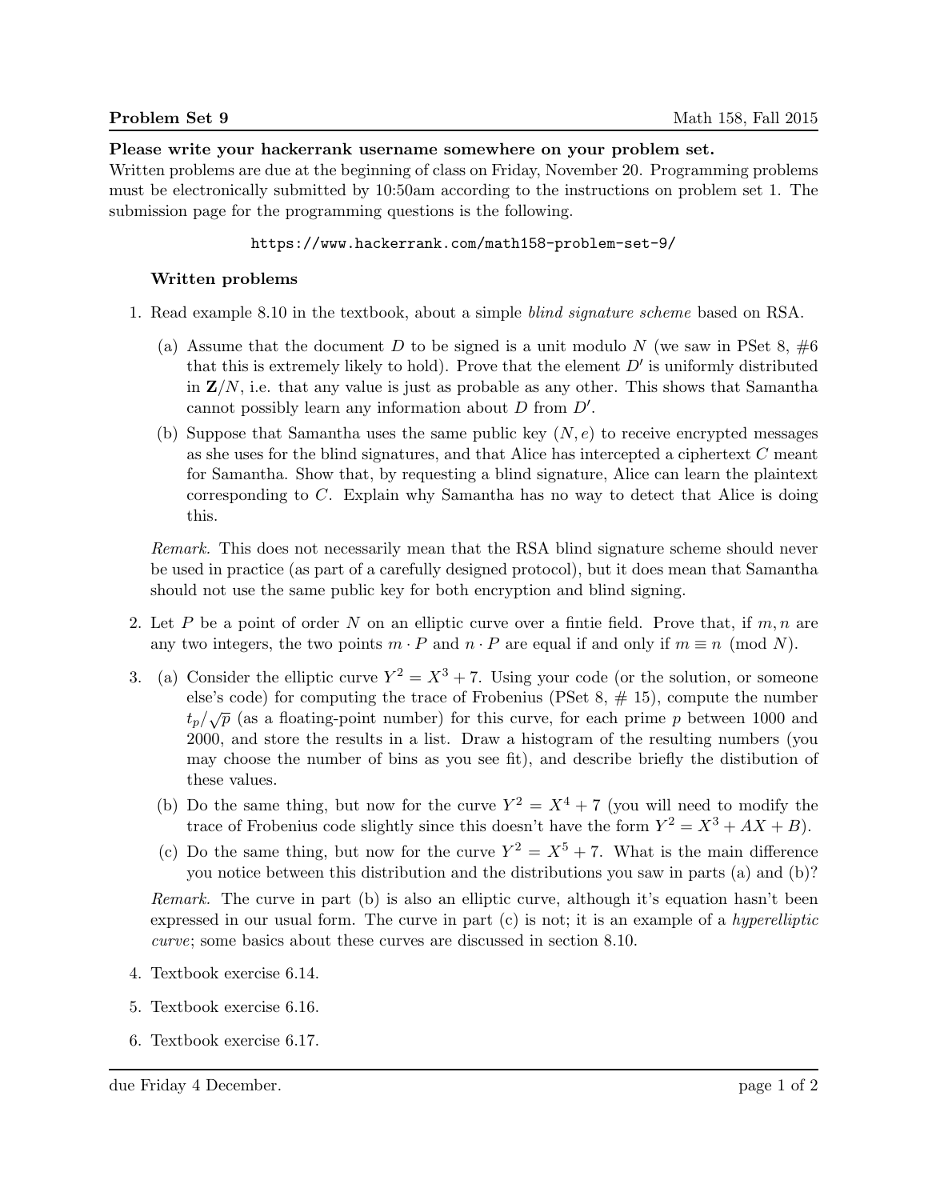**Problem Set 9** Math 158, Fall 2015

**Please write your hackerrank username somewhere on your problem set.**
Written problems are due at the beginning of class on Friday, November 20. Programming problems must be electronically submitted by 10:50am according to the instructions on problem set 1. The submission page for the programming questions is the following.

```
https://www.hackerrank.com/math158-problem-set-9/
```

### Written problems

1. Read example 8.10 in the textbook, about a simple *blind signature scheme* based on RSA.

   (a) Assume that the document $D$ to be signed is a unit modulo $N$ (we saw in PSet 8, #6 that this is extremely likely to hold). Prove that the element $D'$ is uniformly distributed in $\mathbf{Z}/N$, i.e. that any value is just as probable as any other. This shows that Samantha cannot possibly learn any information about $D$ from $D'$.

   (b) Suppose that Samantha uses the same public key $(N, e)$ to receive encrypted messages as she uses for the blind signatures, and that Alice has intercepted a ciphertext $C$ meant for Samantha. Show that, by requesting a blind signature, Alice can learn the plaintext corresponding to $C$. Explain why Samantha has no way to detect that Alice is doing this.

   *Remark.* This does not necessarily mean that the RSA blind signature scheme should never be used in practice (as part of a carefully designed protocol), but it does mean that Samantha should not use the same public key for both encryption and blind signing.

2. Let $P$ be a point of order $N$ on an elliptic curve over a fintie field. Prove that, if $m, n$ are any two integers, the two points $m \cdot P$ and $n \cdot P$ are equal if and only if $m \equiv n \pmod{N}$.

3. (a) Consider the elliptic curve $Y^2 = X^3 + 7$. Using your code (or the solution, or someone else's code) for computing the trace of Frobenius (PSet 8, # 15), compute the number $t_p/\sqrt{p}$ (as a floating-point number) for this curve, for each prime $p$ between 1000 and 2000, and store the results in a list. Draw a histogram of the resulting numbers (you may choose the number of bins as you see fit), and describe briefly the distibution of these values.

   (b) Do the same thing, but now for the curve $Y^2 = X^4 + 7$ (you will need to modify the trace of Frobenius code slightly since this doesn't have the form $Y^2 = X^3 + AX + B$).

   (c) Do the same thing, but now for the curve $Y^2 = X^5 + 7$. What is the main difference you notice between this distribution and the distributions you saw in parts (a) and (b)?

   *Remark.* The curve in part (b) is also an elliptic curve, although it's equation hasn't been expressed in our usual form. The curve in part (c) is not; it is an example of a *hyperelliptic curve*; some basics about these curves are discussed in section 8.10.

4. Textbook exercise 6.14.

5. Textbook exercise 6.16.

6. Textbook exercise 6.17.

due Friday 4 December.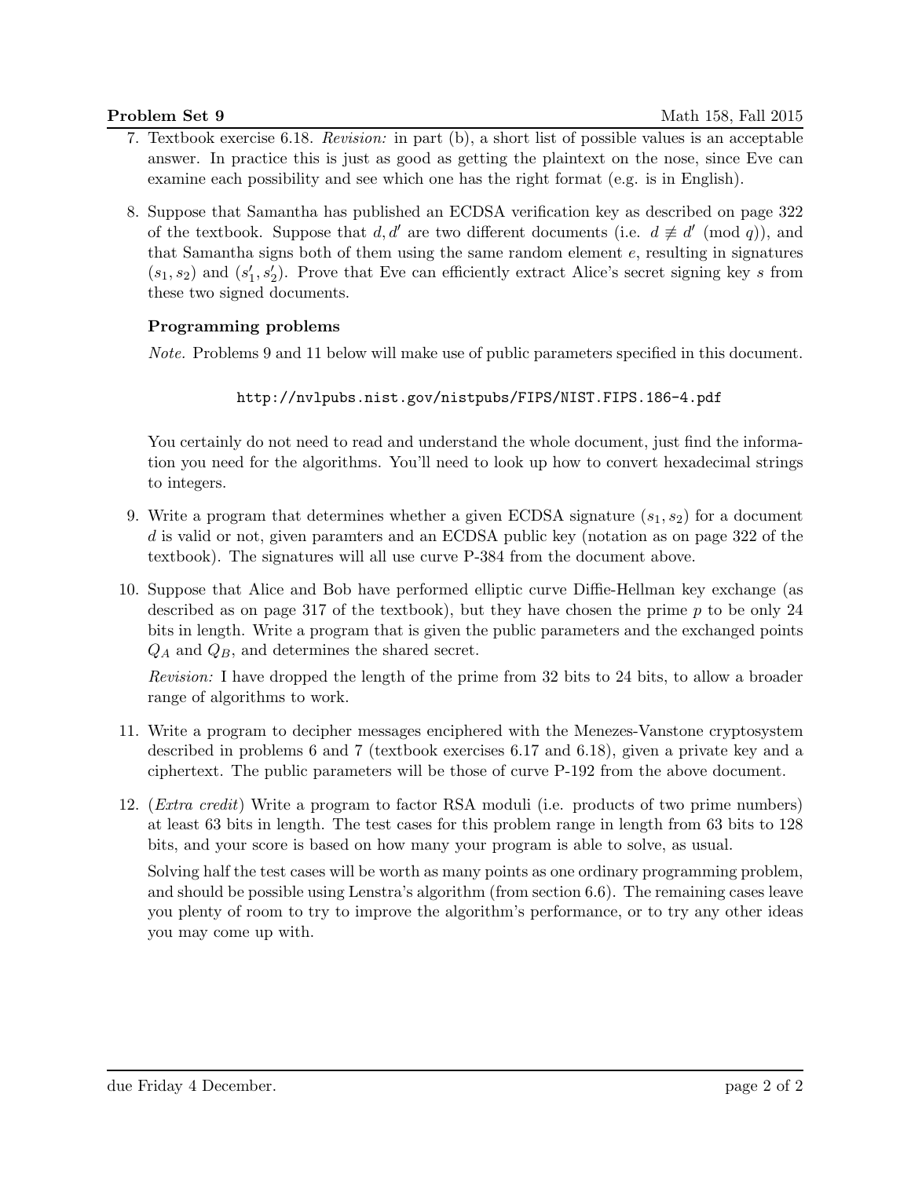7. Textbook exercise 6.18. *Revision:* in part (b), a short list of possible values is an acceptable answer. In practice this is just as good as getting the plaintext on the nose, since Eve can examine each possibility and see which one has the right format (e.g. is in English).

8. Suppose that Samantha has published an ECDSA verification key as described on page 322 of the textbook. Suppose that $d, d'$ are two different documents (i.e. $d \not\equiv d' \pmod{q}$), and that Samantha signs both of them using the same random element $e$, resulting in signatures $(s_1, s_2)$ and $(s_1', s_2')$. Prove that Eve can efficiently extract Alice's secret signing key $s$ from these two signed documents.

### Programming problems

*Note.* Problems 9 and 11 below will make use of public parameters specified in this document.

http://nvlpubs.nist.gov/nistpubs/FIPS/NIST.FIPS.186-4.pdf

You certainly do not need to read and understand the whole document, just find the information you need for the algorithms. You'll need to look up how to convert hexadecimal strings to integers.

9. Write a program that determines whether a given ECDSA signature $(s_1, s_2)$ for a document $d$ is valid or not, given paramters and an ECDSA public key (notation as on page 322 of the textbook). The signatures will all use curve P-384 from the document above.

10. Suppose that Alice and Bob have performed elliptic curve Diffie-Hellman key exchange (as described as on page 317 of the textbook), but they have chosen the prime $p$ to be only 24 bits in length. Write a program that is given the public parameters and the exchanged points $Q_A$ and $Q_B$, and determines the shared secret.

    *Revision:* I have dropped the length of the prime from 32 bits to 24 bits, to allow a broader range of algorithms to work.

11. Write a program to decipher messages enciphered with the Menezes-Vanstone cryptosystem described in problems 6 and 7 (textbook exercises 6.17 and 6.18), given a private key and a ciphertext. The public parameters will be those of curve P-192 from the above document.

12. (*Extra credit*) Write a program to factor RSA moduli (i.e. products of two prime numbers) at least 63 bits in length. The test cases for this problem range in length from 63 bits to 128 bits, and your score is based on how many your program is able to solve, as usual.

    Solving half the test cases will be worth as many points as one ordinary programming problem, and should be possible using Lenstra's algorithm (from section 6.6). The remaining cases leave you plenty of room to try to improve the algorithm's performance, or to try any other ideas you may come up with.